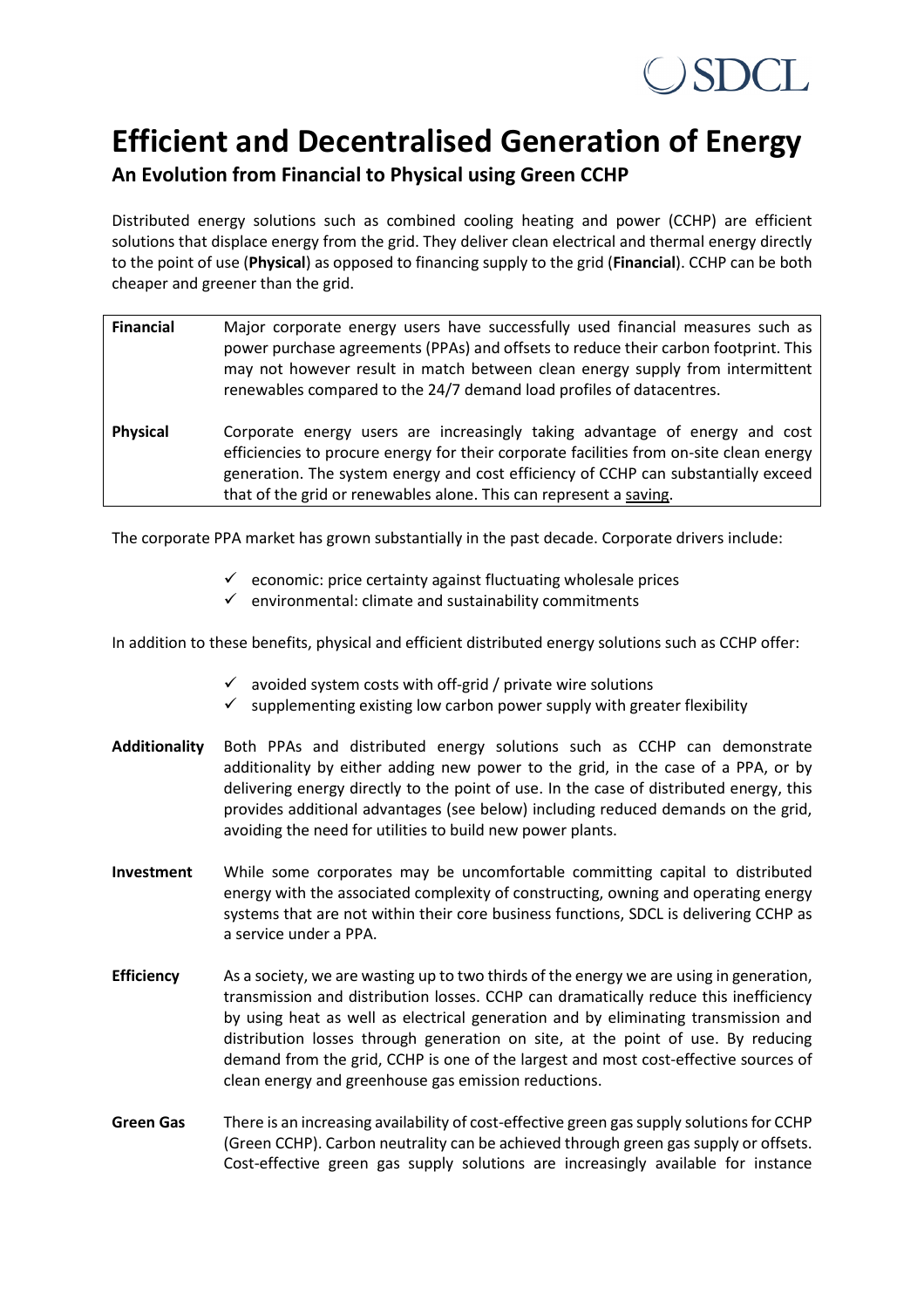# Efficient and Decentralised Generation of Energy

## An Evolution from Financial to Physical using Green CCHP

Distributed energy solutions such as combined cooling heating and power (CCHP) are efficient solutions that displace energy from the grid. They deliver clean electrical and thermal energy directly to the point of use (**Physical**) as opposed to financing supply to the grid (**Financial**). CCHP can be both cheaper and greener than the grid.

| | |
|---|---|
| **Financial** | Major corporate energy users have successfully used financial measures such as power purchase agreements (PPAs) and offsets to reduce their carbon footprint. This may not however result in match between clean energy supply from intermittent renewables compared to the 24/7 demand load profiles of datacentres. |
| **Physical** | Corporate energy users are increasingly taking advantage of energy and cost efficiencies to procure energy for their corporate facilities from on-site clean energy generation. The system energy and cost efficiency of CCHP can substantially exceed that of the grid or renewables alone. This can represent a saving. |

The corporate PPA market has grown substantially in the past decade. Corporate drivers include:

- ✓ economic: price certainty against fluctuating wholesale prices
- ✓ environmental: climate and sustainability commitments

In addition to these benefits, physical and efficient distributed energy solutions such as CCHP offer:

- ✓ avoided system costs with off-grid / private wire solutions
- ✓ supplementing existing low carbon power supply with greater flexibility

**Additionality** Both PPAs and distributed energy solutions such as CCHP can demonstrate additionality by either adding new power to the grid, in the case of a PPA, or by delivering energy directly to the point of use. In the case of distributed energy, this provides additional advantages (see below) including reduced demands on the grid, avoiding the need for utilities to build new power plants.

**Investment** While some corporates may be uncomfortable committing capital to distributed energy with the associated complexity of constructing, owning and operating energy systems that are not within their core business functions, SDCL is delivering CCHP as a service under a PPA.

**Efficiency** As a society, we are wasting up to two thirds of the energy we are using in generation, transmission and distribution losses. CCHP can dramatically reduce this inefficiency by using heat as well as electrical generation and by eliminating transmission and distribution losses through generation on site, at the point of use. By reducing demand from the grid, CCHP is one of the largest and most cost-effective sources of clean energy and greenhouse gas emission reductions.

**Green Gas** There is an increasing availability of cost-effective green gas supply solutions for CCHP (Green CCHP). Carbon neutrality can be achieved through green gas supply or offsets. Cost-effective green gas supply solutions are increasingly available for instance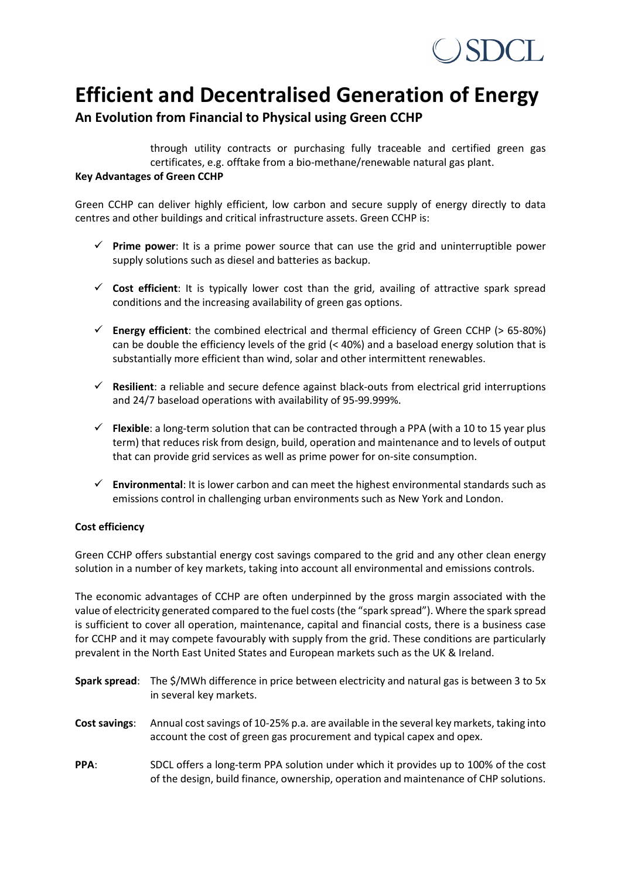through utility contracts or purchasing fully traceable and certified green gas certificates, e.g. offtake from a bio-methane/renewable natural gas plant.

**Key Advantages of Green CCHP**

Green CCHP can deliver highly efficient, low carbon and secure supply of energy directly to data centres and other buildings and critical infrastructure assets. Green CCHP is:

- ✓ **Prime power**: It is a prime power source that can use the grid and uninterruptible power supply solutions such as diesel and batteries as backup.
- ✓ **Cost efficient**: It is typically lower cost than the grid, availing of attractive spark spread conditions and the increasing availability of green gas options.
- ✓ **Energy efficient**: the combined electrical and thermal efficiency of Green CCHP (> 65-80%) can be double the efficiency levels of the grid (< 40%) and a baseload energy solution that is substantially more efficient than wind, solar and other intermittent renewables.
- ✓ **Resilient**: a reliable and secure defence against black-outs from electrical grid interruptions and 24/7 baseload operations with availability of 95-99.999%.
- ✓ **Flexible**: a long-term solution that can be contracted through a PPA (with a 10 to 15 year plus term) that reduces risk from design, build, operation and maintenance and to levels of output that can provide grid services as well as prime power for on-site consumption.
- ✓ **Environmental**: It is lower carbon and can meet the highest environmental standards such as emissions control in challenging urban environments such as New York and London.

**Cost efficiency**

Green CCHP offers substantial energy cost savings compared to the grid and any other clean energy solution in a number of key markets, taking into account all environmental and emissions controls.

The economic advantages of CCHP are often underpinned by the gross margin associated with the value of electricity generated compared to the fuel costs (the "spark spread"). Where the spark spread is sufficient to cover all operation, maintenance, capital and financial costs, there is a business case for CCHP and it may compete favourably with supply from the grid. These conditions are particularly prevalent in the North East United States and European markets such as the UK & Ireland.

**Spark spread**: The $/MWh difference in price between electricity and natural gas is between 3 to 5x in several key markets.

**Cost savings**: Annual cost savings of 10-25% p.a. are available in the several key markets, taking into account the cost of green gas procurement and typical capex and opex.

**PPA**: SDCL offers a long-term PPA solution under which it provides up to 100% of the cost of the design, build finance, ownership, operation and maintenance of CHP solutions.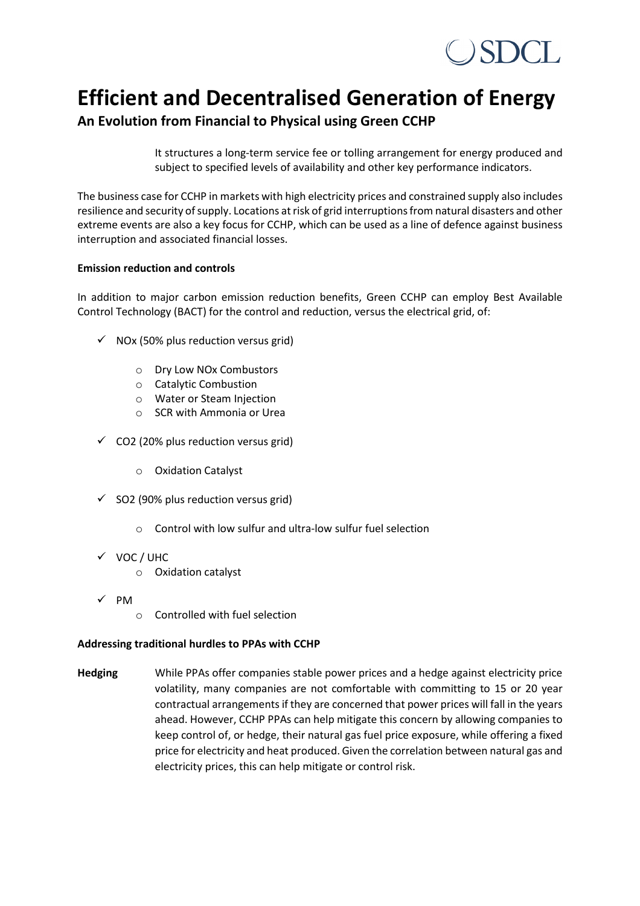# Efficient and Decentralised Generation of Energy

## An Evolution from Financial to Physical using Green CCHP

It structures a long-term service fee or tolling arrangement for energy produced and subject to specified levels of availability and other key performance indicators.

The business case for CCHP in markets with high electricity prices and constrained supply also includes resilience and security of supply. Locations at risk of grid interruptions from natural disasters and other extreme events are also a key focus for CCHP, which can be used as a line of defence against business interruption and associated financial losses.

**Emission reduction and controls**

In addition to major carbon emission reduction benefits, Green CCHP can employ Best Available Control Technology (BACT) for the control and reduction, versus the electrical grid, of:

- ✓ $NO_x$ (50% plus reduction versus grid)
    - Dry Low $NO_x$ Combustors
    - Catalytic Combustion
    - Water or Steam Injection
    - SCR with Ammonia or Urea
- ✓ $CO_2$ (20% plus reduction versus grid)
    - Oxidation Catalyst
- ✓ $SO_2$ (90% plus reduction versus grid)
    - Control with low sulfur and ultra-low sulfur fuel selection
- ✓ VOC / UHC
    - Oxidation catalyst
- ✓ PM
    - Controlled with fuel selection

**Addressing traditional hurdles to PPAs with CCHP**

**Hedging** While PPAs offer companies stable power prices and a hedge against electricity price volatility, many companies are not comfortable with committing to 15 or 20 year contractual arrangements if they are concerned that power prices will fall in the years ahead. However, CCHP PPAs can help mitigate this concern by allowing companies to keep control of, or hedge, their natural gas fuel price exposure, while offering a fixed price for electricity and heat produced. Given the correlation between natural gas and electricity prices, this can help mitigate or control risk.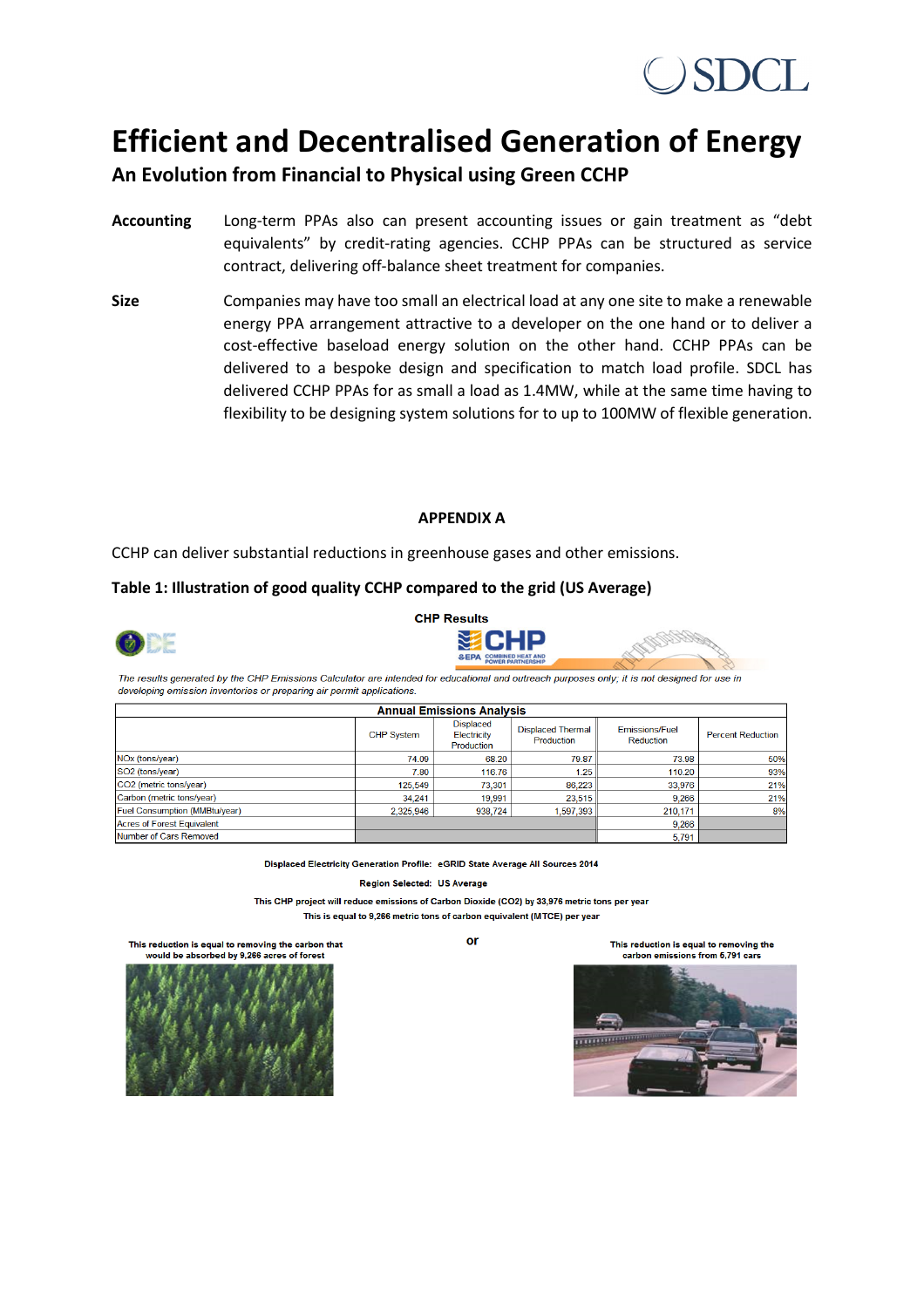# Efficient and Decentralised Generation of Energy

## An Evolution from Financial to Physical using Green CCHP

**Accounting** Long-term PPAs also can present accounting issues or gain treatment as “debt equivalents” by credit-rating agencies. CCHP PPAs can be structured as service contract, delivering off-balance sheet treatment for companies.

**Size** Companies may have too small an electrical load at any one site to make a renewable energy PPA arrangement attractive to a developer on the one hand or to deliver a cost-effective baseload energy solution on the other hand. CCHP PPAs can be delivered to a bespoke design and specification to match load profile. SDCL has delivered CCHP PPAs for as small a load as 1.4MW, while at the same time having to flexibility to be designing system solutions for to up to 100MW of flexible generation.

### APPENDIX A

CCHP can deliver substantial reductions in greenhouse gases and other emissions.

**Table 1: Illustration of good quality CCHP compared to the grid (US Average)**

**CHP Results**

*The results generated by the CHP Emissions Calculator are intended for educational and outreach purposes only; it is not designed for use in developing emission inventories or preparing air permit applications.*

**Annual Emissions Analysis**

| | CHP System | Displaced Electricity Production | Displaced Thermal Production | Emissions/Fuel Reduction | Percent Reduction |
|---|---|---|---|---|---|
| NOx (tons/year) | 74.09 | 68.20 | 79.87 | 73.98 | 50% |
| SO2 (tons/year) | 7.80 | 116.76 | 1.25 | 110.20 | 93% |
| CO2 (metric tons/year) | 125,549 | 73,301 | 86,223 | 33,976 | 21% |
| Carbon (metric tons/year) | 34,241 | 19,991 | 23,515 | 9,266 | 21% |
| Fuel Consumption (MMBtu/year) | 2,325,946 | 938,724 | 1,597,393 | 210,171 | 8% |
| Acres of Forest Equivalent | | | | 9,266 | |
| Number of Cars Removed | | | | 5,791 | |

**Displaced Electricity Generation Profile: eGRID State Average All Sources 2014**

**Region Selected: US Average**

**This CHP project will reduce emissions of Carbon Dioxide (CO2) by 33,976 metric tons per year**

**This is equal to 9,266 metric tons of carbon equivalent (MTCE) per year**

**This reduction is equal to removing the carbon that would be absorbed by 9,266 acres of forest**

**or**

**This reduction is equal to removing the carbon emissions from 5,791 cars**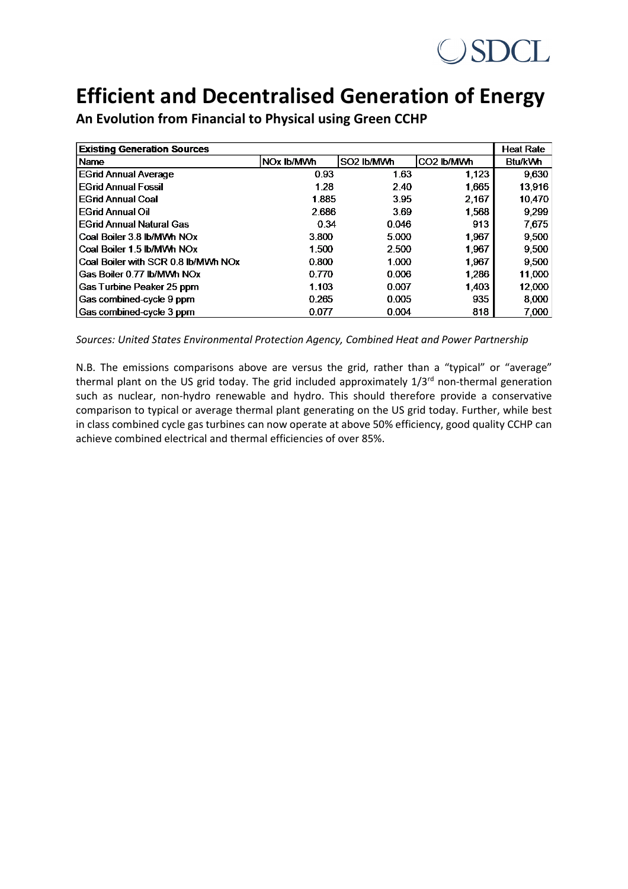# Efficient and Decentralised Generation of Energy

## An Evolution from Financial to Physical using Green CCHP

| Existing Generation Sources | | | | Heat Rate |
|---|---|---|---|---|
| Name | NOx lb/MWh | SO2 lb/MWh | CO2 lb/MWh | Btu/kWh |
| EGrid Annual Average | 0.93 | 1.63 | 1,123 | 9,630 |
| EGrid Annual Fossil | 1.28 | 2.40 | 1,665 | 13,916 |
| EGrid Annual Coal | 1.885 | 3.95 | 2,167 | 10,470 |
| EGrid Annual Oil | 2.686 | 3.69 | 1,568 | 9,299 |
| EGrid Annual Natural Gas | 0.34 | 0.046 | 913 | 7,675 |
| Coal Boiler 3.8 lb/MWh NOx | 3.800 | 5.000 | 1,967 | 9,500 |
| Coal Boiler 1.5 lb/MWh NOx | 1.500 | 2.500 | 1,967 | 9,500 |
| Coal Boiler with SCR 0.8 lb/MWh NOx | 0.800 | 1.000 | 1,967 | 9,500 |
| Gas Boiler 0.77 lb/MWh NOx | 0.770 | 0.006 | 1,286 | 11,000 |
| Gas Turbine Peaker 25 ppm | 1.103 | 0.007 | 1,403 | 12,000 |
| Gas combined-cycle 9 ppm | 0.265 | 0.005 | 935 | 8,000 |
| Gas combined-cycle 3 ppm | 0.077 | 0.004 | 818 | 7,000 |

*Sources: United States Environmental Protection Agency, Combined Heat and Power Partnership*

N.B. The emissions comparisons above are versus the grid, rather than a "typical" or "average" thermal plant on the US grid today. The grid included approximately 1/3rd non-thermal generation such as nuclear, non-hydro renewable and hydro. This should therefore provide a conservative comparison to typical or average thermal plant generating on the US grid today. Further, while best in class combined cycle gas turbines can now operate at above 50% efficiency, good quality CCHP can achieve combined electrical and thermal efficiencies of over 85%.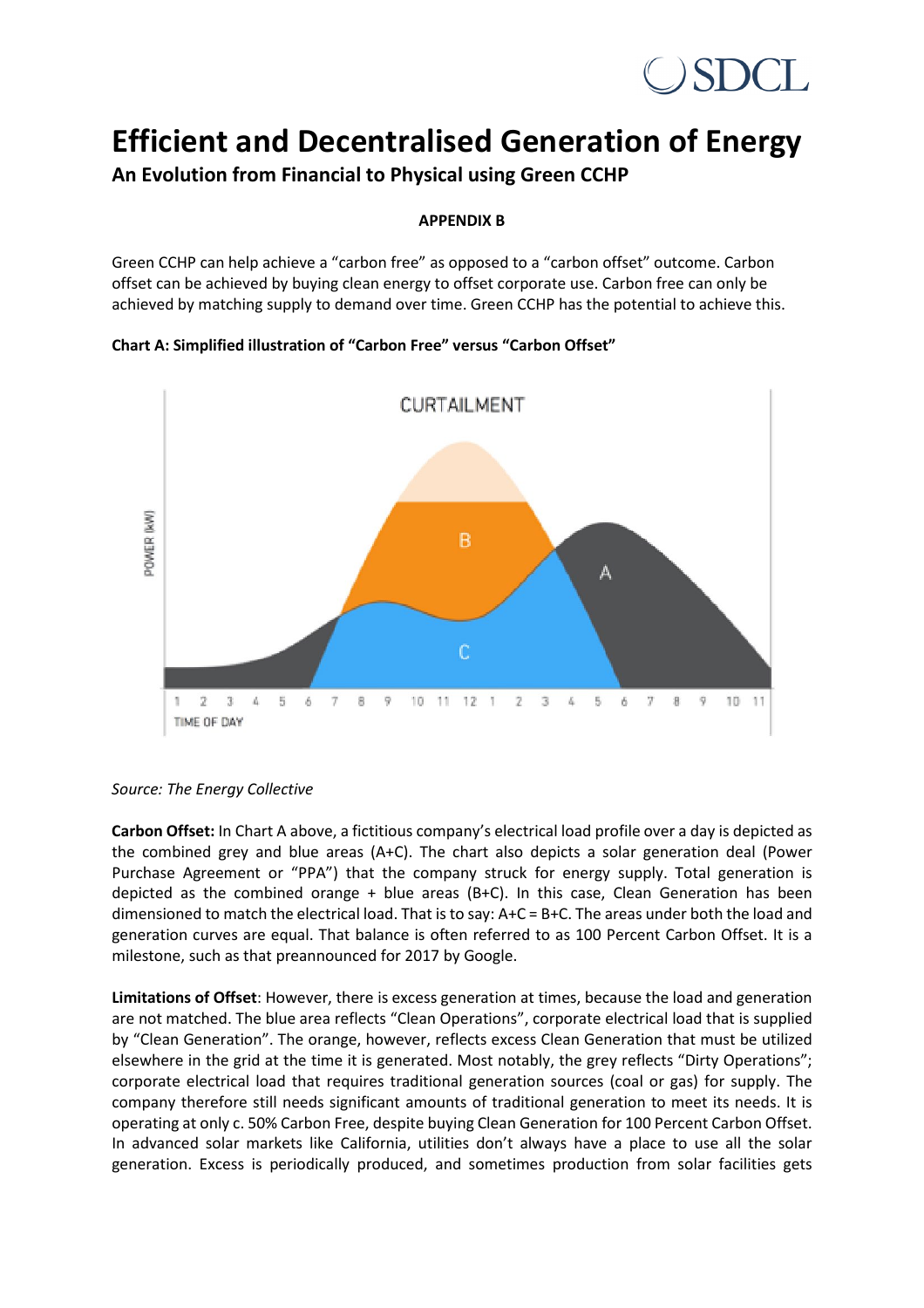# Efficient and Decentralised Generation of Energy

## An Evolution from Financial to Physical using Green CCHP

**APPENDIX B**

Green CCHP can help achieve a "carbon free" as opposed to a "carbon offset" outcome. Carbon offset can be achieved by buying clean energy to offset corporate use. Carbon free can only be achieved by matching supply to demand over time. Green CCHP has the potential to achieve this.

**Chart A: Simplified illustration of "Carbon Free" versus "Carbon Offset"**

*Source: The Energy Collective*

**Carbon Offset:** In Chart A above, a fictitious company's electrical load profile over a day is depicted as the combined grey and blue areas (A+C). The chart also depicts a solar generation deal (Power Purchase Agreement or "PPA") that the company struck for energy supply. Total generation is depicted as the combined orange + blue areas (B+C). In this case, Clean Generation has been dimensioned to match the electrical load. That is to say: A+C = B+C. The areas under both the load and generation curves are equal. That balance is often referred to as 100 Percent Carbon Offset. It is a milestone, such as that preannounced for 2017 by Google.

**Limitations of Offset**: However, there is excess generation at times, because the load and generation are not matched. The blue area reflects "Clean Operations", corporate electrical load that is supplied by "Clean Generation". The orange, however, reflects excess Clean Generation that must be utilized elsewhere in the grid at the time it is generated. Most notably, the grey reflects "Dirty Operations"; corporate electrical load that requires traditional generation sources (coal or gas) for supply. The company therefore still needs significant amounts of traditional generation to meet its needs. It is operating at only c. 50% Carbon Free, despite buying Clean Generation for 100 Percent Carbon Offset. In advanced solar markets like California, utilities don't always have a place to use all the solar generation. Excess is periodically produced, and sometimes production from solar facilities gets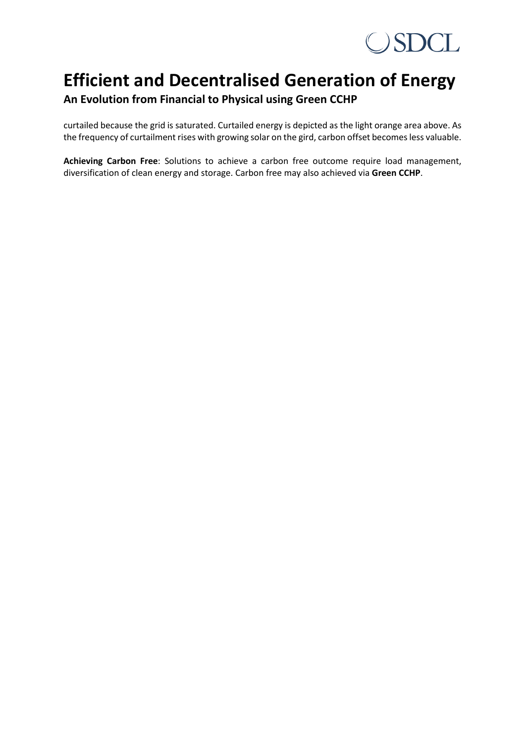curtailed because the grid is saturated. Curtailed energy is depicted as the light orange area above. As the frequency of curtailment rises with growing solar on the gird, carbon offset becomes less valuable.

**Achieving Carbon Free**: Solutions to achieve a carbon free outcome require load management, diversification of clean energy and storage. Carbon free may also achieved via **Green CCHP**.